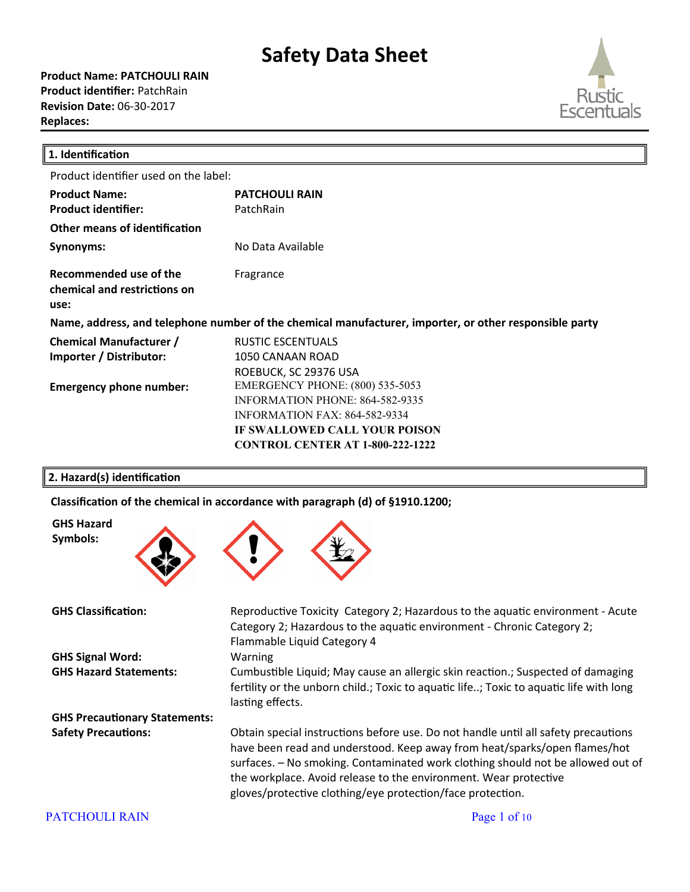# Safety Data Sheet

**Product Name: PATCHOULI RAIN**
**Product identifier:** PatchRain
**Revision Date:** 06-30-2017
**Replaces:**

## 1. Identification

Product identifier used on the label:

| | |
|---|---|
| **Product Name:** | **PATCHOULI RAIN** |
| **Product identifier:** | PatchRain |
| **Other means of identification** | |
| **Synonyms:** | No Data Available |
| **Recommended use of the chemical and restrictions on use:** | Fragrance |

**Name, address, and telephone number of the chemical manufacturer, importer, or other responsible party**

| | |
|---|---|
| **Chemical Manufacturer / Importer / Distributor:** | RUSTIC ESCENTUALS<br>1050 CANAAN ROAD<br>ROEBUCK, SC 29376 USA |
| **Emergency phone number:** | EMERGENCY PHONE: (800) 535-5053<br>INFORMATION PHONE: 864-582-9335<br>INFORMATION FAX: 864-582-9334<br>**IF SWALLOWED CALL YOUR POISON CONTROL CENTER AT 1-800-222-1222** |

## 2. Hazard(s) identification

**Classification of the chemical in accordance with paragraph (d) of §1910.1200;**

**GHS Hazard Symbols:**

| | |
|---|---|
| **GHS Classification:** | Reproductive Toxicity Category 2; Hazardous to the aquatic environment - Acute Category 2; Hazardous to the aquatic environment - Chronic Category 2; Flammable Liquid Category 4 |
| **GHS Signal Word:** | Warning |
| **GHS Hazard Statements:** | Cumbustible Liquid; May cause an allergic skin reaction.; Suspected of damaging fertility or the unborn child.; Toxic to aquatic life..; Toxic to aquatic life with long lasting effects. |
| **GHS Precautionary Statements:** | |
| **Safety Precautions:** | Obtain special instructions before use. Do not handle until all safety precautions have been read and understood. Keep away from heat/sparks/open flames/hot surfaces. – No smoking. Contaminated work clothing should not be allowed out of the workplace. Avoid release to the environment. Wear protective gloves/protective clothing/eye protection/face protection. |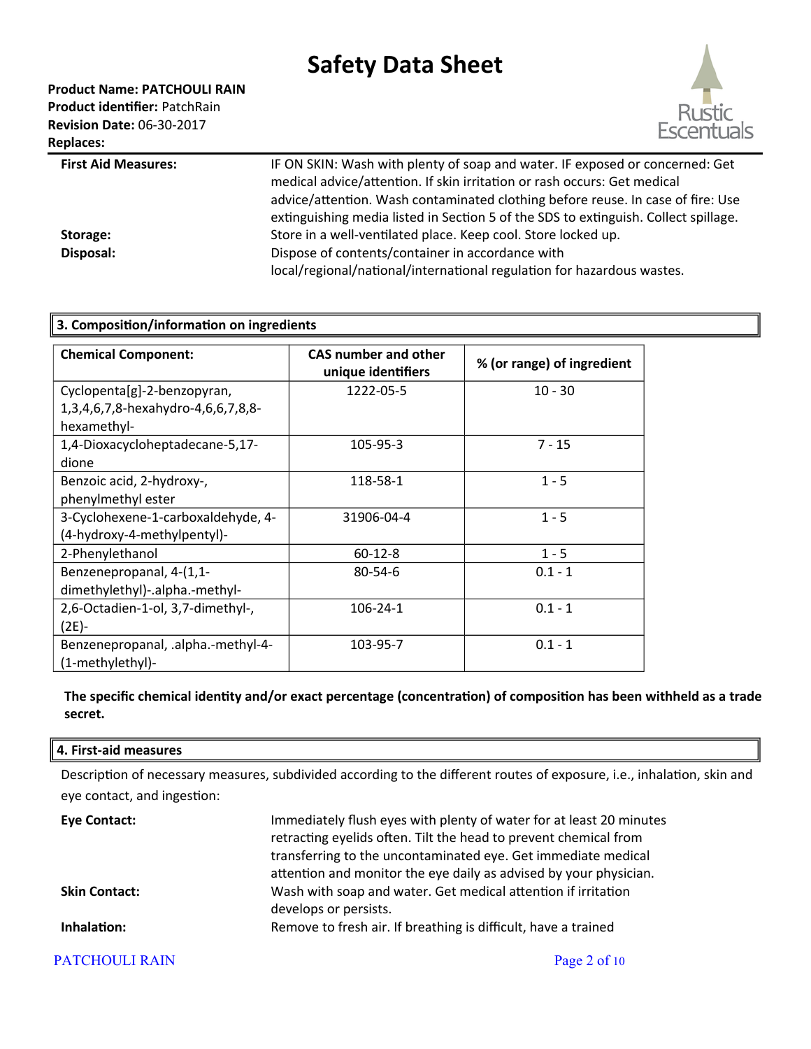| | |
|---|---|
| **First Aid Measures:** | IF ON SKIN: Wash with plenty of soap and water. IF exposed or concerned: Get medical advice/attention. If skin irritation or rash occurs: Get medical advice/attention. Wash contaminated clothing before reuse. In case of fire: Use extinguishing media listed in Section 5 of the SDS to extinguish. Collect spillage. |
| **Storage:** | Store in a well-ventilated place. Keep cool. Store locked up. |
| **Disposal:** | Dispose of contents/container in accordance with local/regional/national/international regulation for hazardous wastes. |

## 3. Composition/information on ingredients

| Chemical Component: | CAS number and other unique identifiers | % (or range) of ingredient |
|---|---|---|
| Cyclopenta[g]-2-benzopyran, 1,3,4,6,7,8-hexahydro-4,6,6,7,8,8-hexamethyl- | 1222-05-5 | 10 - 30 |
| 1,4-Dioxacycloheptadecane-5,17-dione | 105-95-3 | 7 - 15 |
| Benzoic acid, 2-hydroxy-, phenylmethyl ester | 118-58-1 | 1 - 5 |
| 3-Cyclohexene-1-carboxaldehyde, 4-(4-hydroxy-4-methylpentyl)- | 31906-04-4 | 1 - 5 |
| 2-Phenylethanol | 60-12-8 | 1 - 5 |
| Benzenepropanal, 4-(1,1-dimethylethyl)-.alpha.-methyl- | 80-54-6 | 0.1 - 1 |
| 2,6-Octadien-1-ol, 3,7-dimethyl-, (2E)- | 106-24-1 | 0.1 - 1 |
| Benzenepropanal, .alpha.-methyl-4-(1-methylethyl)- | 103-95-7 | 0.1 - 1 |

**The specific chemical identity and/or exact percentage (concentration) of composition has been withheld as a trade secret.**

## 4. First-aid measures

Description of necessary measures, subdivided according to the different routes of exposure, i.e., inhalation, skin and eye contact, and ingestion:

| | |
|---|---|
| **Eye Contact:** | Immediately flush eyes with plenty of water for at least 20 minutes retracting eyelids often. Tilt the head to prevent chemical from transferring to the uncontaminated eye. Get immediate medical attention and monitor the eye daily as advised by your physician. |
| **Skin Contact:** | Wash with soap and water. Get medical attention if irritation develops or persists. |
| **Inhalation:** | Remove to fresh air. If breathing is difficult, have a trained |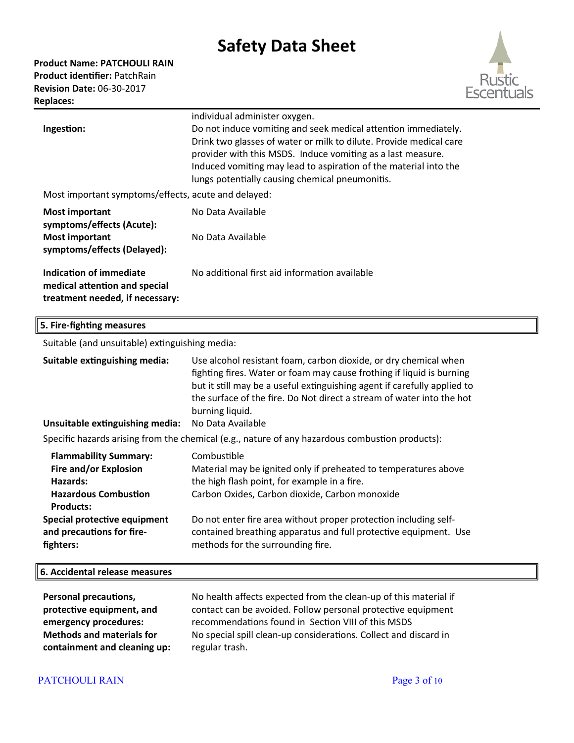individual administer oxygen.

| | |
|---|---|
| **Ingestion:** | Do not induce vomiting and seek medical attention immediately. Drink two glasses of water or milk to dilute. Provide medical care provider with this MSDS. Induce vomiting as a last measure. Induced vomiting may lead to aspiration of the material into the lungs potentially causing chemical pneumonitis. |

Most important symptoms/effects, acute and delayed:

| | |
|---|---|
| **Most important symptoms/effects (Acute):** | No Data Available |
| **Most important symptoms/effects (Delayed):** | No Data Available |
| **Indication of immediate medical attention and special treatment needed, if necessary:** | No additional first aid information available |

## 5. Fire-fighting measures

Suitable (and unsuitable) extinguishing media:

| | |
|---|---|
| **Suitable extinguishing media:** | Use alcohol resistant foam, carbon dioxide, or dry chemical when fighting fires. Water or foam may cause frothing if liquid is burning but it still may be a useful extinguishing agent if carefully applied to the surface of the fire. Do Not direct a stream of water into the hot burning liquid. |
| **Unsuitable extinguishing media:** | No Data Available |

Specific hazards arising from the chemical (e.g., nature of any hazardous combustion products):

| | |
|---|---|
| **Flammability Summary:** | Combustible |
| **Fire and/or Explosion Hazards:** | Material may be ignited only if preheated to temperatures above the high flash point, for example in a fire. |
| **Hazardous Combustion Products:** | Carbon Oxides, Carbon dioxide, Carbon monoxide |
| **Special protective equipment and precautions for fire-fighters:** | Do not enter fire area without proper protection including self-contained breathing apparatus and full protective equipment. Use methods for the surrounding fire. |

## 6. Accidental release measures

| | |
|---|---|
| **Personal precautions, protective equipment, and emergency procedures:** | No health affects expected from the clean-up of this material if contact can be avoided. Follow personal protective equipment recommendations found in Section VIII of this MSDS |
| **Methods and materials for containment and cleaning up:** | No special spill clean-up considerations. Collect and discard in regular trash. |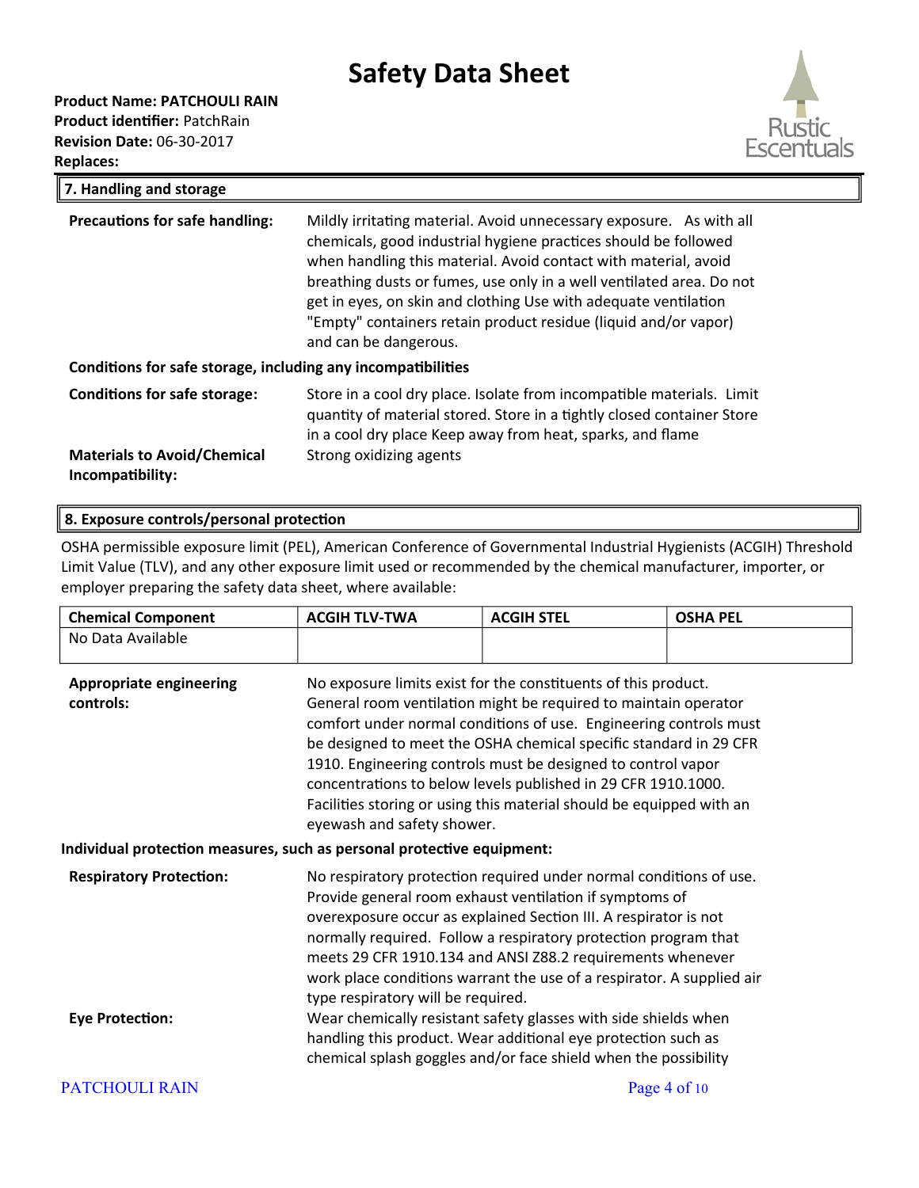## 7. Handling and storage

**Precautions for safe handling:** Mildly irritating material. Avoid unnecessary exposure. As with all chemicals, good industrial hygiene practices should be followed when handling this material. Avoid contact with material, avoid breathing dusts or fumes, use only in a well ventilated area. Do not get in eyes, on skin and clothing Use with adequate ventilation "Empty" containers retain product residue (liquid and/or vapor) and can be dangerous.

**Conditions for safe storage, including any incompatibilities**

**Conditions for safe storage:** Store in a cool dry place. Isolate from incompatible materials. Limit quantity of material stored. Store in a tightly closed container Store in a cool dry place Keep away from heat, sparks, and flame

**Materials to Avoid/Chemical Incompatibility:** Strong oxidizing agents

## 8. Exposure controls/personal protection

OSHA permissible exposure limit (PEL), American Conference of Governmental Industrial Hygienists (ACGIH) Threshold Limit Value (TLV), and any other exposure limit used or recommended by the chemical manufacturer, importer, or employer preparing the safety data sheet, where available:

| Chemical Component | ACGIH TLV-TWA | ACGIH STEL | OSHA PEL |
|---|---|---|---|
| No Data Available | | | |

**Appropriate engineering controls:** No exposure limits exist for the constituents of this product. General room ventilation might be required to maintain operator comfort under normal conditions of use. Engineering controls must be designed to meet the OSHA chemical specific standard in 29 CFR 1910. Engineering controls must be designed to control vapor concentrations to below levels published in 29 CFR 1910.1000. Facilities storing or using this material should be equipped with an eyewash and safety shower.

**Individual protection measures, such as personal protective equipment:**

**Respiratory Protection:** No respiratory protection required under normal conditions of use. Provide general room exhaust ventilation if symptoms of overexposure occur as explained Section III. A respirator is not normally required. Follow a respiratory protection program that meets 29 CFR 1910.134 and ANSI Z88.2 requirements whenever work place conditions warrant the use of a respirator. A supplied air type respiratory will be required.

**Eye Protection:** Wear chemically resistant safety glasses with side shields when handling this product. Wear additional eye protection such as chemical splash goggles and/or face shield when the possibility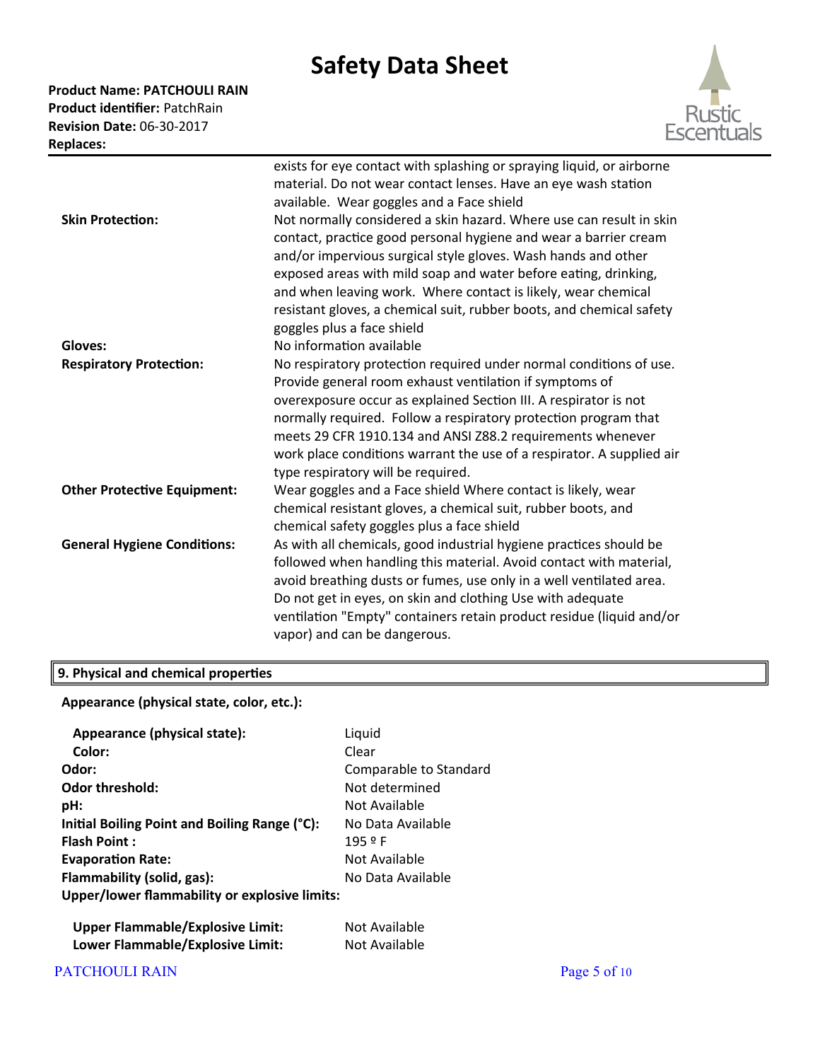| | |
|---|---|
| | exists for eye contact with splashing or spraying liquid, or airborne material. Do not wear contact lenses. Have an eye wash station available. Wear goggles and a Face shield |
| **Skin Protection:** | Not normally considered a skin hazard. Where use can result in skin contact, practice good personal hygiene and wear a barrier cream and/or impervious surgical style gloves. Wash hands and other exposed areas with mild soap and water before eating, drinking, and when leaving work. Where contact is likely, wear chemical resistant gloves, a chemical suit, rubber boots, and chemical safety goggles plus a face shield |
| **Gloves:** | No information available |
| **Respiratory Protection:** | No respiratory protection required under normal conditions of use. Provide general room exhaust ventilation if symptoms of overexposure occur as explained Section III. A respirator is not normally required. Follow a respiratory protection program that meets 29 CFR 1910.134 and ANSI Z88.2 requirements whenever work place conditions warrant the use of a respirator. A supplied air type respiratory will be required. |
| **Other Protective Equipment:** | Wear goggles and a Face shield Where contact is likely, wear chemical resistant gloves, a chemical suit, rubber boots, and chemical safety goggles plus a face shield |
| **General Hygiene Conditions:** | As with all chemicals, good industrial hygiene practices should be followed when handling this material. Avoid contact with material, avoid breathing dusts or fumes, use only in a well ventilated area. Do not get in eyes, on skin and clothing Use with adequate ventilation "Empty" containers retain product residue (liquid and/or vapor) and can be dangerous. |

## 9. Physical and chemical properties

**Appearance (physical state, color, etc.):**

| | |
|---|---|
| **Appearance (physical state):** | Liquid |
| **Color:** | Clear |
| **Odor:** | Comparable to Standard |
| **Odor threshold:** | Not determined |
| **pH:** | Not Available |
| **Initial Boiling Point and Boiling Range (°C):** | No Data Available |
| **Flash Point :** | 195 º F |
| **Evaporation Rate:** | Not Available |
| **Flammability (solid, gas):** | No Data Available |
| **Upper/lower flammability or explosive limits:** | |
| **Upper Flammable/Explosive Limit:** | Not Available |
| **Lower Flammable/Explosive Limit:** | Not Available |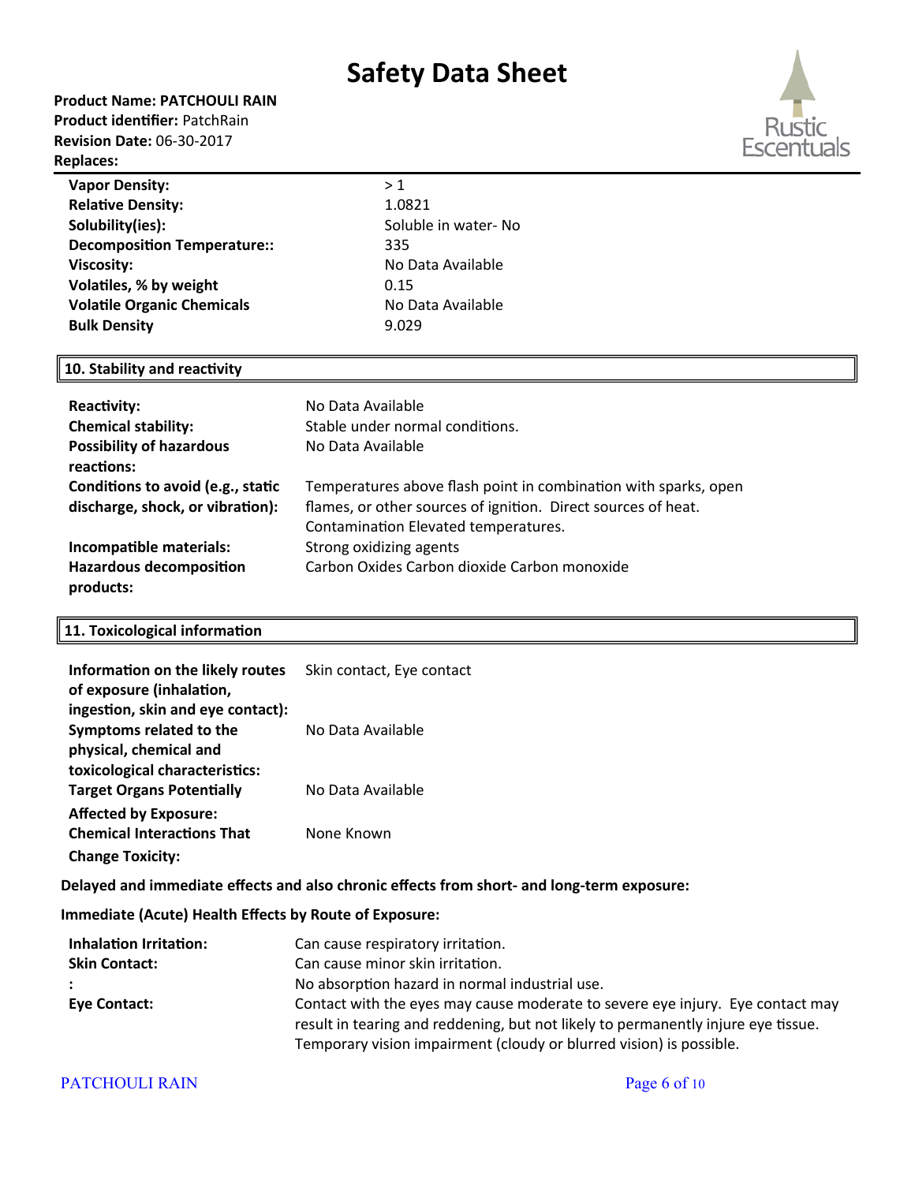| | |
|---|---|
| **Vapor Density:** | > 1 |
| **Relative Density:** | 1.0821 |
| **Solubility(ies):** | Soluble in water- No |
| **Decomposition Temperature::** | 335 |
| **Viscosity:** | No Data Available |
| **Volatiles, % by weight** | 0.15 |
| **Volatile Organic Chemicals** | No Data Available |
| **Bulk Density** | 9.029 |

## 10. Stability and reactivity

| | |
|---|---|
| **Reactivity:** | No Data Available |
| **Chemical stability:** | Stable under normal conditions. |
| **Possibility of hazardous reactions:** | No Data Available |
| **Conditions to avoid (e.g., static discharge, shock, or vibration):** | Temperatures above flash point in combination with sparks, open flames, or other sources of ignition. Direct sources of heat. Contamination Elevated temperatures. |
| **Incompatible materials:** | Strong oxidizing agents |
| **Hazardous decomposition products:** | Carbon Oxides Carbon dioxide Carbon monoxide |

## 11. Toxicological information

| | |
|---|---|
| **Information on the likely routes of exposure (inhalation, ingestion, skin and eye contact):** | Skin contact, Eye contact |
| **Symptoms related to the physical, chemical and toxicological characteristics:** | No Data Available |
| **Target Organs Potentially Affected by Exposure:** | No Data Available |
| **Chemical Interactions That Change Toxicity:** | None Known |

**Delayed and immediate effects and also chronic effects from short- and long-term exposure:**

**Immediate (Acute) Health Effects by Route of Exposure:**

| | |
|---|---|
| **Inhalation Irritation:** | Can cause respiratory irritation. |
| **Skin Contact:** | Can cause minor skin irritation. |
| **:** | No absorption hazard in normal industrial use. |
| **Eye Contact:** | Contact with the eyes may cause moderate to severe eye injury. Eye contact may result in tearing and reddening, but not likely to permanently injure eye tissue. Temporary vision impairment (cloudy or blurred vision) is possible. |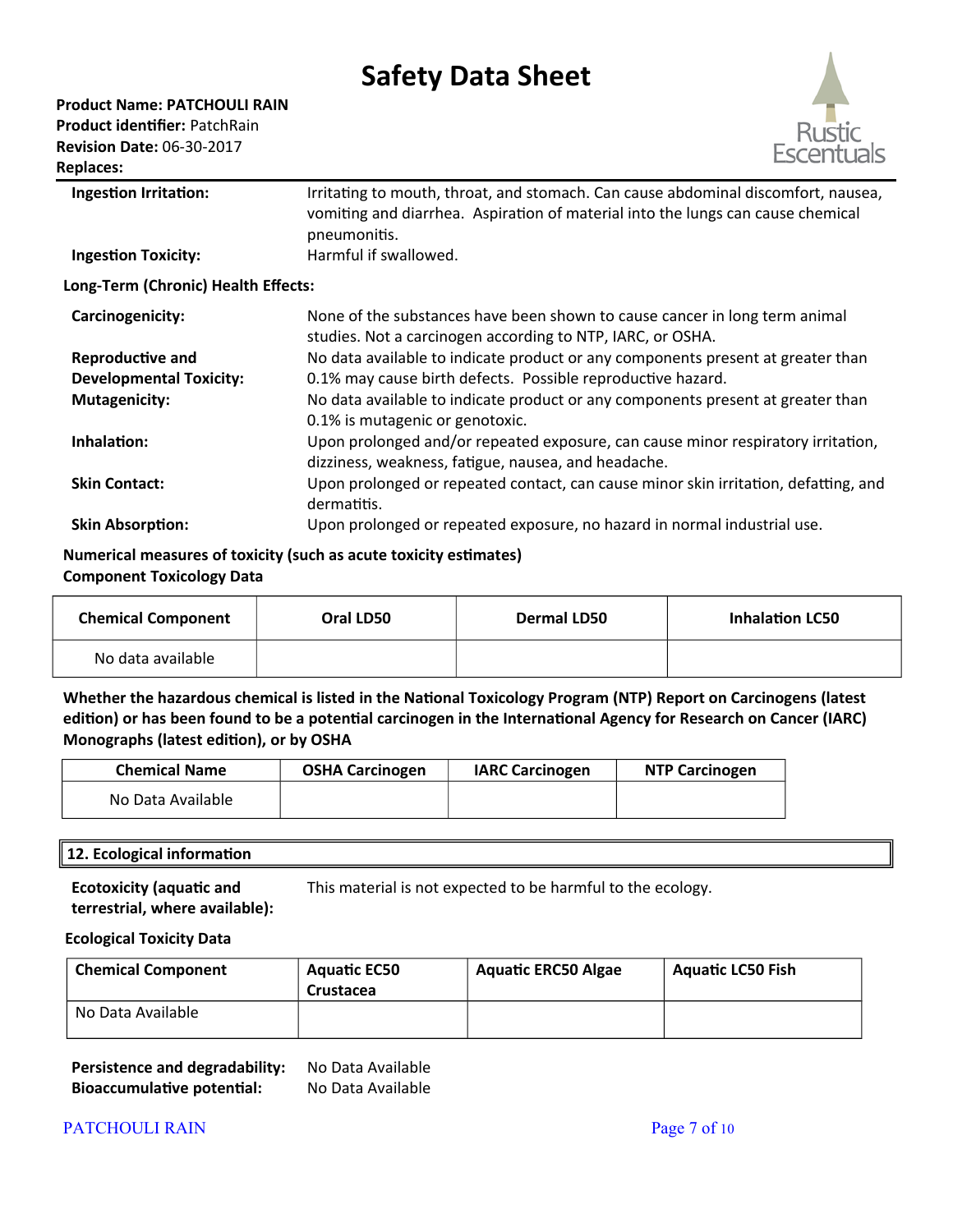**Ingestion Irritation:** Irritating to mouth, throat, and stomach. Can cause abdominal discomfort, nausea, vomiting and diarrhea. Aspiration of material into the lungs can cause chemical pneumonitis.

**Ingestion Toxicity:** Harmful if swallowed.

**Long-Term (Chronic) Health Effects:**

**Carcinogenicity:** None of the substances have been shown to cause cancer in long term animal studies. Not a carcinogen according to NTP, IARC, or OSHA.

**Reproductive and Developmental Toxicity:** No data available to indicate product or any components present at greater than 0.1% may cause birth defects. Possible reproductive hazard.

**Mutagenicity:** No data available to indicate product or any components present at greater than 0.1% is mutagenic or genotoxic.

**Inhalation:** Upon prolonged and/or repeated exposure, can cause minor respiratory irritation, dizziness, weakness, fatigue, nausea, and headache.

**Skin Contact:** Upon prolonged or repeated contact, can cause minor skin irritation, defatting, and dermatitis.

**Skin Absorption:** Upon prolonged or repeated exposure, no hazard in normal industrial use.

**Numerical measures of toxicity (such as acute toxicity estimates)**
**Component Toxicology Data**

| Chemical Component | Oral LD50 | Dermal LD50 | Inhalation LC50 |
|---|---|---|---|
| No data available | | | |

**Whether the hazardous chemical is listed in the National Toxicology Program (NTP) Report on Carcinogens (latest edition) or has been found to be a potential carcinogen in the International Agency for Research on Cancer (IARC) Monographs (latest edition), or by OSHA**

| Chemical Name | OSHA Carcinogen | IARC Carcinogen | NTP Carcinogen |
|---|---|---|---|
| No Data Available | | | |

## 12. Ecological information

**Ecotoxicity (aquatic and terrestrial, where available):** This material is not expected to be harmful to the ecology.

**Ecological Toxicity Data**

| Chemical Component | Aquatic EC50 Crustacea | Aquatic ERC50 Algae | Aquatic LC50 Fish |
|---|---|---|---|
| No Data Available | | | |

**Persistence and degradability:** No Data Available

**Bioaccumulative potential:** No Data Available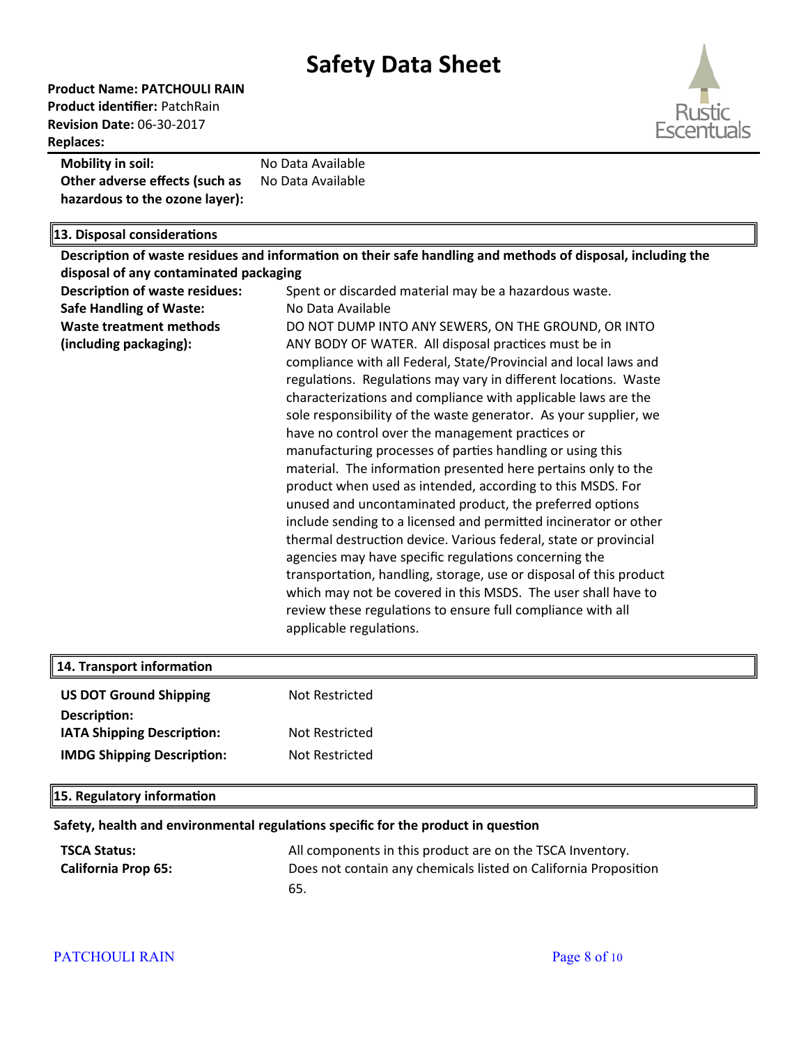| | |
|---|---|
| **Mobility in soil:** | No Data Available |
| **Other adverse effects (such as hazardous to the ozone layer):** | No Data Available |

## 13. Disposal considerations

**Description of waste residues and information on their safe handling and methods of disposal, including the disposal of any contaminated packaging**

| | |
|---|---|
| **Description of waste residues:** | Spent or discarded material may be a hazardous waste. |
| **Safe Handling of Waste:** | No Data Available |
| **Waste treatment methods (including packaging):** | DO NOT DUMP INTO ANY SEWERS, ON THE GROUND, OR INTO ANY BODY OF WATER. All disposal practices must be in compliance with all Federal, State/Provincial and local laws and regulations. Regulations may vary in different locations. Waste characterizations and compliance with applicable laws are the sole responsibility of the waste generator. As your supplier, we have no control over the management practices or manufacturing processes of parties handling or using this material. The information presented here pertains only to the product when used as intended, according to this MSDS. For unused and uncontaminated product, the preferred options include sending to a licensed and permitted incinerator or other thermal destruction device. Various federal, state or provincial agencies may have specific regulations concerning the transportation, handling, storage, use or disposal of this product which may not be covered in this MSDS. The user shall have to review these regulations to ensure full compliance with all applicable regulations. |

## 14. Transport information

| | |
|---|---|
| **US DOT Ground Shipping Description:** | Not Restricted |
| **IATA Shipping Description:** | Not Restricted |
| **IMDG Shipping Description:** | Not Restricted |

## 15. Regulatory information

**Safety, health and environmental regulations specific for the product in question**

| | |
|---|---|
| **TSCA Status:** | All components in this product are on the TSCA Inventory. |
| **California Prop 65:** | Does not contain any chemicals listed on California Proposition 65. |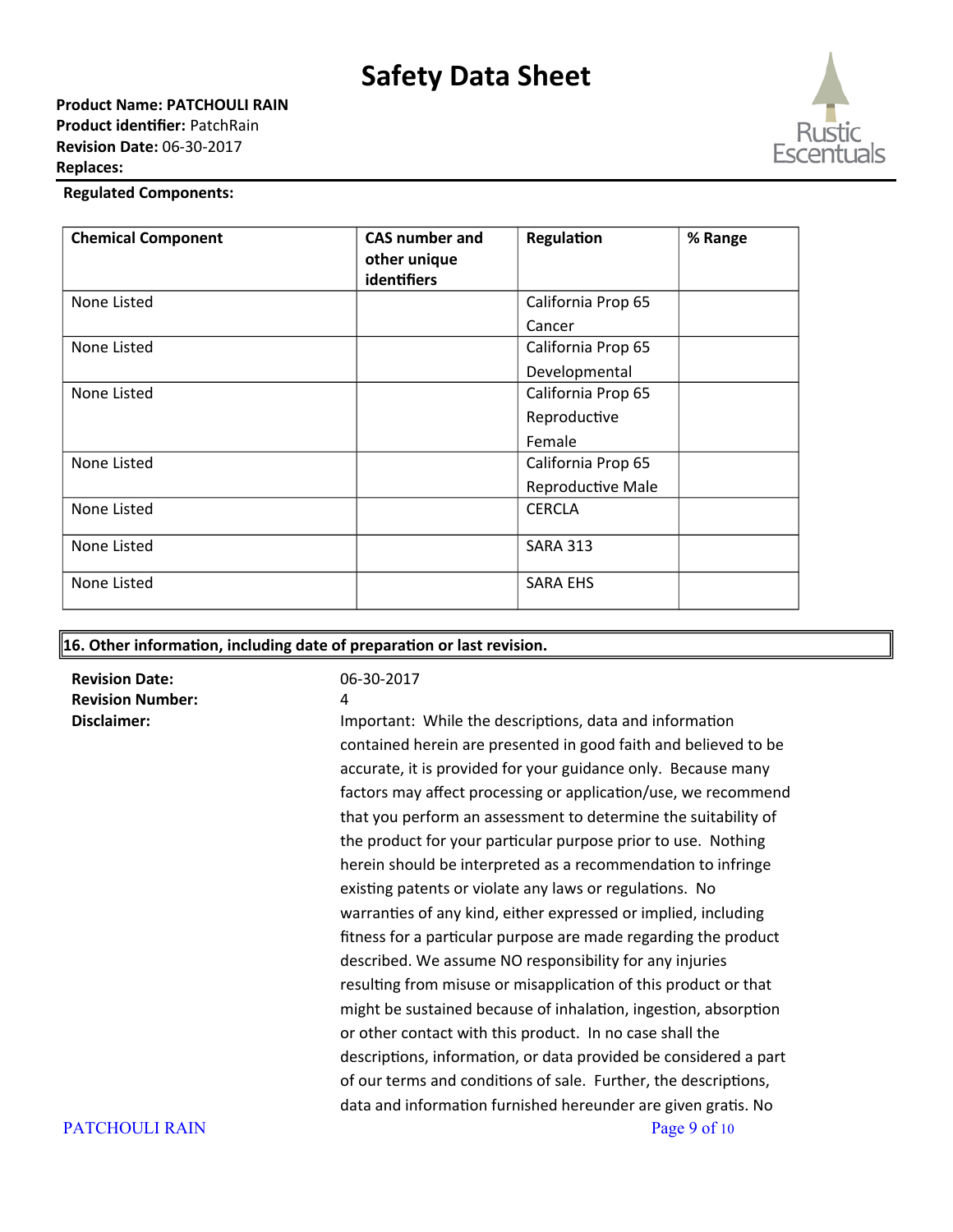**Regulated Components:**

| Chemical Component | CAS number and other unique identifiers | Regulation | % Range |
|---|---|---|---|
| None Listed | | California Prop 65 Cancer | |
| None Listed | | California Prop 65 Developmental | |
| None Listed | | California Prop 65 Reproductive Female | |
| None Listed | | California Prop 65 Reproductive Male | |
| None Listed | | CERCLA | |
| None Listed | | SARA 313 | |
| None Listed | | SARA EHS | |

## 16. Other information, including date of preparation or last revision.

**Revision Date:** 06-30-2017

**Revision Number:** 4

**Disclaimer:** Important: While the descriptions, data and information contained herein are presented in good faith and believed to be accurate, it is provided for your guidance only. Because many factors may affect processing or application/use, we recommend that you perform an assessment to determine the suitability of the product for your particular purpose prior to use. Nothing herein should be interpreted as a recommendation to infringe existing patents or violate any laws or regulations. No warranties of any kind, either expressed or implied, including fitness for a particular purpose are made regarding the product described. We assume NO responsibility for any injuries resulting from misuse or misapplication of this product or that might be sustained because of inhalation, ingestion, absorption or other contact with this product. In no case shall the descriptions, information, or data provided be considered a part of our terms and conditions of sale. Further, the descriptions, data and information furnished hereunder are given gratis. No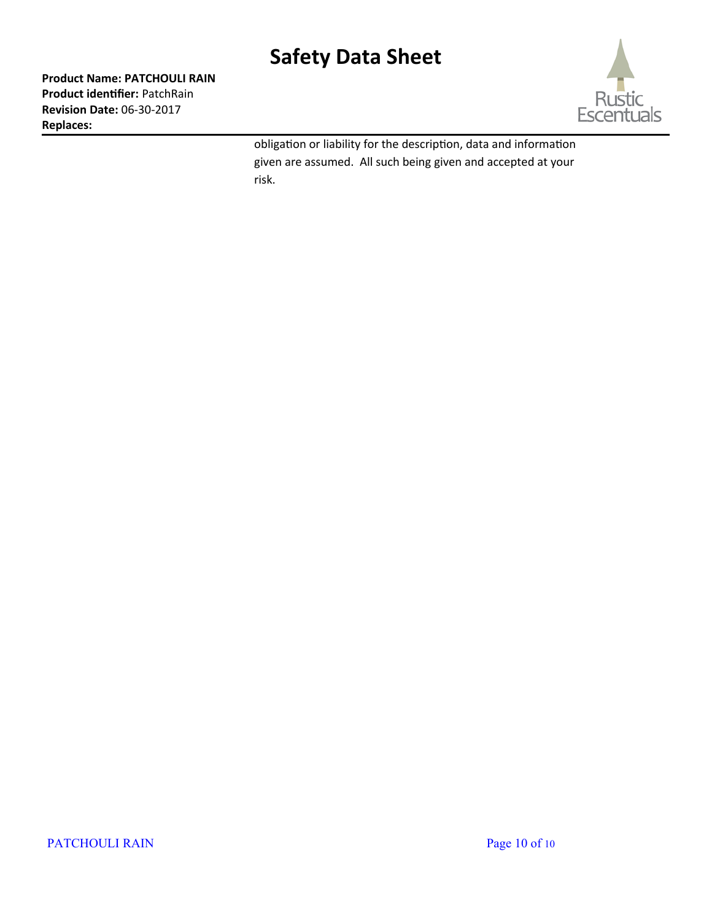obligation or liability for the description, data and information given are assumed. All such being given and accepted at your risk.